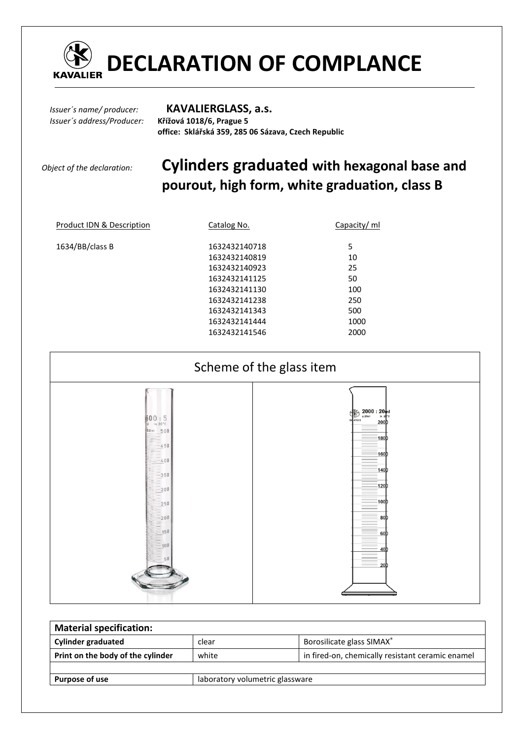# DECLARATION OF COMPLANCE

*Issuer´s name/ producer:* **KAVALIERGLASS, a.s.**
*Issuer´s address/Producer:* **Křížová 1018/6, Prague 5**
**office: Sklářská 359, 285 06 Sázava, Czech Republic**

*Object of the declaration:* **Cylinders graduated with hexagonal base and pourout, high form, white graduation, class B**

| Product IDN & Description | Catalog No. | Capacity/ ml |
|---|---|---|
| 1634/BB/class B | 1632432140718 | 5 |
| | 1632432140819 | 10 |
| | 1632432140923 | 25 |
| | 1632432141125 | 50 |
| | 1632432141130 | 100 |
| | 1632432141238 | 250 |
| | 1632432141343 | 500 |
| | 1632432141444 | 1000 |
| | 1632432141546 | 2000 |

## Scheme of the glass item

| Material specification: | | |
|---|---|---|
| **Cylinder graduated** | clear | Borosilicate glass SIMAX® |
| **Print on the body of the cylinder** | white | in fired-on, chemically resistant ceramic enamel |
| | | |
| **Purpose of use** | laboratory volumetric glassware | |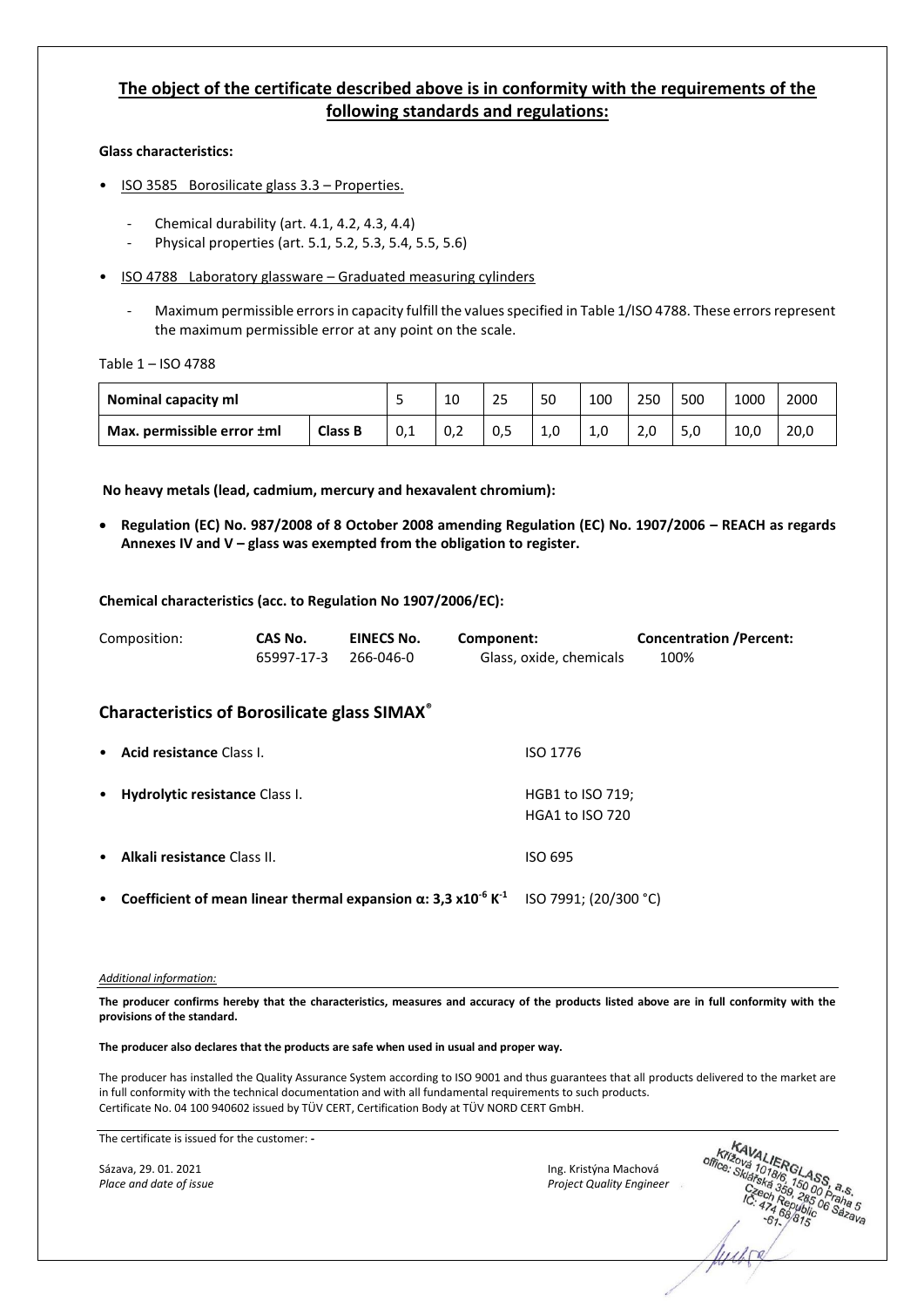## The object of the certificate described above is in conformity with the requirements of the following standards and regulations:

**Glass characteristics:**

- ISO 3585 Borosilicate glass 3.3 – Properties.
  - Chemical durability (art. 4.1, 4.2, 4.3, 4.4)
  - Physical properties (art. 5.1, 5.2, 5.3, 5.4, 5.5, 5.6)
- ISO 4788 Laboratory glassware – Graduated measuring cylinders
  - Maximum permissible errors in capacity fulfill the values specified in Table 1/ISO 4788. These errors represent the maximum permissible error at any point on the scale.

Table 1 – ISO 4788

| Nominal capacity ml | | 5 | 10 | 25 | 50 | 100 | 250 | 500 | 1000 | 2000 |
|---|---|---|---|---|---|---|---|---|---|---|
| Max. permissible error ±ml | Class B | 0,1 | 0,2 | 0,5 | 1,0 | 1,0 | 2,0 | 5,0 | 10,0 | 20,0 |

**No heavy metals (lead, cadmium, mercury and hexavalent chromium):**

- **Regulation (EC) No. 987/2008 of 8 October 2008 amending Regulation (EC) No. 1907/2006 – REACH as regards Annexes IV and V – glass was exempted from the obligation to register.**

**Chemical characteristics (acc. to Regulation No 1907/2006/EC):**

| Composition: | CAS No. | EINECS No. | Component: | Concentration /Percent: |
|---|---|---|---|---|
| | 65997-17-3 | 266-046-0 | Glass, oxide, chemicals | 100% |

## Characteristics of Borosilicate glass SIMAX®

- **Acid resistance** Class I. — ISO 1776
- **Hydrolytic resistance** Class I. — HGB1 to ISO 719; HGA1 to ISO 720
- **Alkali resistance** Class II. — ISO 695
- **Coefficient of mean linear thermal expansion α: 3,3 x10$^{-6}$ K$^{-1}$** — ISO 7991; (20/300 °C)

*Additional information:*

**The producer confirms hereby that the characteristics, measures and accuracy of the products listed above are in full conformity with the provisions of the standard.**

**The producer also declares that the products are safe when used in usual and proper way.**

The producer has installed the Quality Assurance System according to ISO 9001 and thus guarantees that all products delivered to the market are in full conformity with the technical documentation and with all fundamental requirements to such products.
Certificate No. 04 100 940602 issued by TÜV CERT, Certification Body at TÜV NORD CERT GmbH.

The certificate is issued for the customer: -

Sázava, 29. 01. 2021
*Place and date of issue*

Ing. Kristýna Machová
*Project Quality Engineer*

KAVALIERGLASS, a.s.
Křížová 1018/6, 150 00 Praha 5
office: Sklářská 359, 285 06 Sázava
Czech Republic
IČ: 474 68 815
-61-